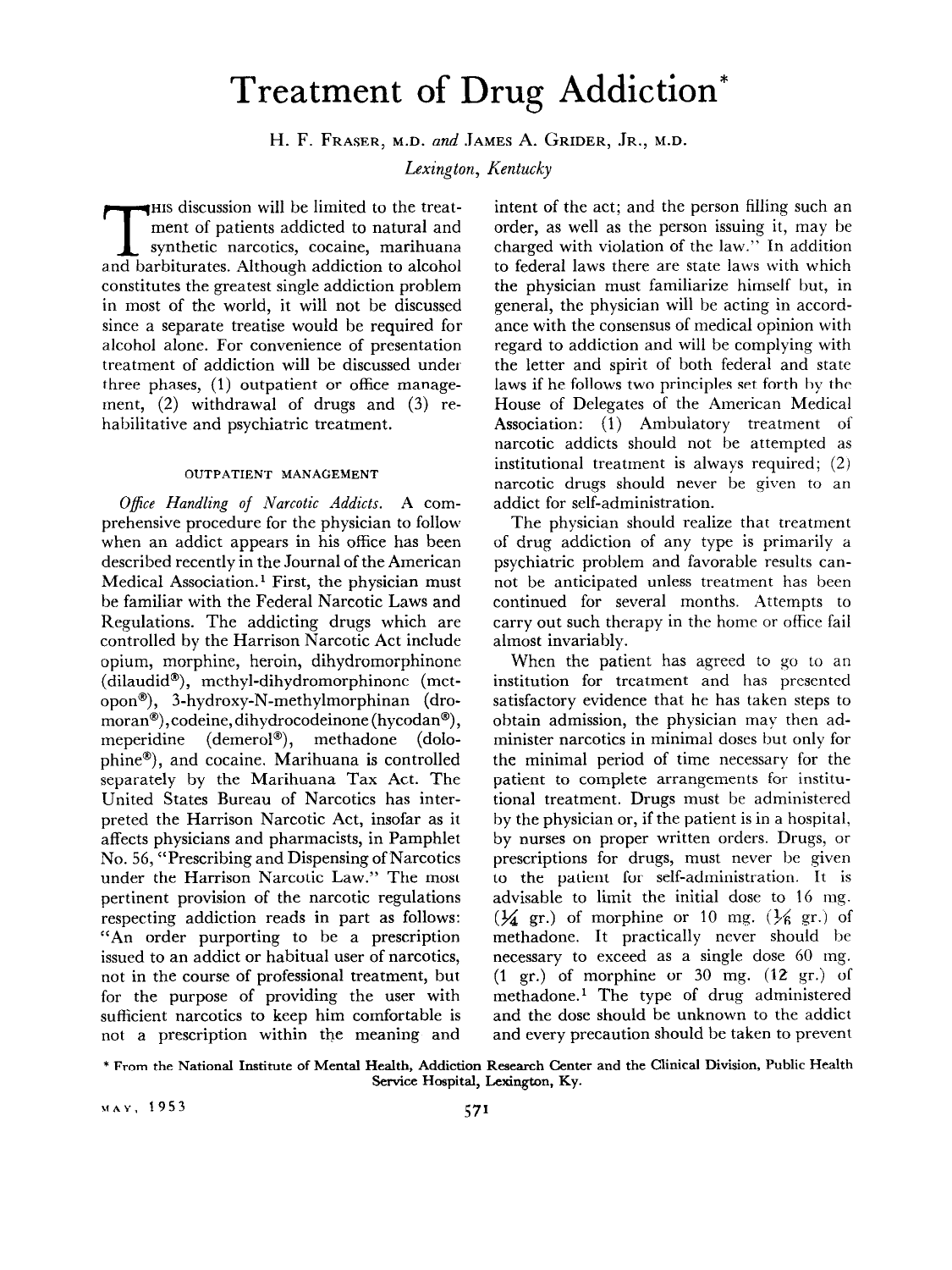# Treatment of Drug Addiction*

H. F. Fraser, M.D. *and* James A. Grider, Jr., M.D.

*Lexington, Kentucky*

This discussion will be limited to the treatment of patients addicted to natural and synthetic narcotics, cocaine, marihuana and barbiturates. Although addiction to alcohol constitutes the greatest single addiction problem in most of the world, it will not be discussed since a separate treatise would be required for alcohol alone. For convenience of presentation treatment of addiction will be discussed under three phases, (1) outpatient or office management, (2) withdrawal of drugs and (3) rehabilitative and psychiatric treatment.

## OUTPATIENT MANAGEMENT

*Office Handling of Narcotic Addicts.* A comprehensive procedure for the physician to follow when an addict appears in his office has been described recently in the Journal of the American Medical Association.[1] First, the physician must be familiar with the Federal Narcotic Laws and Regulations. The addicting drugs which are controlled by the Harrison Narcotic Act include opium, morphine, heroin, dihydromorphinone (dilaudid®), methyl-dihydromorphinone (metopon®), 3-hydroxy-N-methylmorphinan (dromoran®), codeine, dihydrocodeinone (hycodan®), meperidine (demerol®), methadone (dolophine®), and cocaine. Marihuana is controlled separately by the Marihuana Tax Act. The United States Bureau of Narcotics has interpreted the Harrison Narcotic Act, insofar as it affects physicians and pharmacists, in Pamphlet No. 56, "Prescribing and Dispensing of Narcotics under the Harrison Narcotic Law." The most pertinent provision of the narcotic regulations respecting addiction reads in part as follows: "An order purporting to be a prescription issued to an addict or habitual user of narcotics, not in the course of professional treatment, but for the purpose of providing the user with sufficient narcotics to keep him comfortable is not a prescription within the meaning and intent of the act; and the person filling such an order, as well as the person issuing it, may be charged with violation of the law." In addition to federal laws there are state laws with which the physician must familiarize himself but, in general, the physician will be acting in accordance with the consensus of medical opinion with regard to addiction and will be complying with the letter and spirit of both federal and state laws if he follows two principles set forth by the House of Delegates of the American Medical Association: (1) Ambulatory treatment of narcotic addicts should not be attempted as institutional treatment is always required; (2) narcotic drugs should never be given to an addict for self-administration.

The physician should realize that treatment of drug addiction of any type is primarily a psychiatric problem and favorable results cannot be anticipated unless treatment has been continued for several months. Attempts to carry out such therapy in the home or office fail almost invariably.

When the patient has agreed to go to an institution for treatment and has presented satisfactory evidence that he has taken steps to obtain admission, the physician may then administer narcotics in minimal doses but only for the minimal period of time necessary for the patient to complete arrangements for institutional treatment. Drugs must be administered by the physician or, if the patient is in a hospital, by nurses on proper written orders. Drugs, or prescriptions for drugs, must never be given to the patient for self-administration. It is advisable to limit the initial dose to 16 mg. (¼ gr.) of morphine or 10 mg. (⅙ gr.) of methadone. It practically never should be necessary to exceed as a single dose 60 mg. (1 gr.) of morphine or 30 mg. (½ gr.) of methadone.[1] The type of drug administered and the dose should be unknown to the addict and every precaution should be taken to prevent

\* From the National Institute of Mental Health, Addiction Research Center and the Clinical Division, Public Health Service Hospital, Lexington, Ky.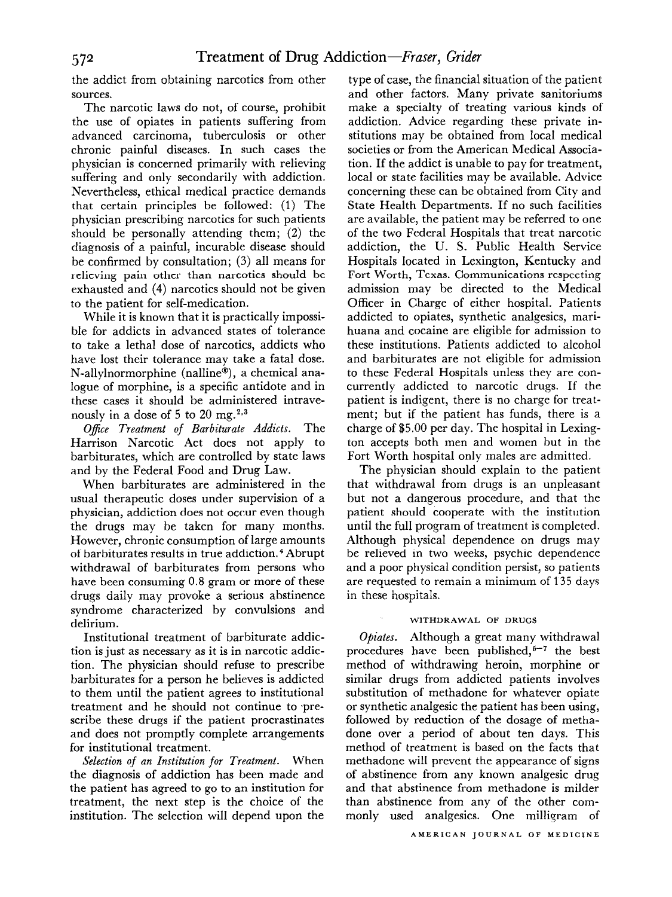the addict from obtaining narcotics from other sources.

The narcotic laws do not, of course, prohibit the use of opiates in patients suffering from advanced carcinoma, tuberculosis or other chronic painful diseases. In such cases the physician is concerned primarily with relieving suffering and only secondarily with addiction. Nevertheless, ethical medical practice demands that certain principles be followed: (1) The physician prescribing narcotics for such patients should be personally attending them; (2) the diagnosis of a painful, incurable disease should be confirmed by consultation; (3) all means for relieving pain other than narcotics should be exhausted and (4) narcotics should not be given to the patient for self-medication.

While it is known that it is practically impossible for addicts in advanced states of tolerance to take a lethal dose of narcotics, addicts who have lost their tolerance may take a fatal dose. N-allylnormorphine (nalline®), a chemical analogue of morphine, is a specific antidote and in these cases it should be administered intravenously in a dose of 5 to 20 mg.[2,3]

*Office Treatment of Barbiturate Addicts.* The Harrison Narcotic Act does not apply to barbiturates, which are controlled by state laws and by the Federal Food and Drug Law.

When barbiturates are administered in the usual therapeutic doses under supervision of a physician, addiction does not occur even though the drugs may be taken for many months. However, chronic consumption of large amounts of barbiturates results in true addiction.[4] Abrupt withdrawal of barbiturates from persons who have been consuming 0.8 gram or more of these drugs daily may provoke a serious abstinence syndrome characterized by convulsions and delirium.

Institutional treatment of barbiturate addiction is just as necessary as it is in narcotic addiction. The physician should refuse to prescribe barbiturates for a person he believes is addicted to them until the patient agrees to institutional treatment and he should not continue to prescribe these drugs if the patient procrastinates and does not promptly complete arrangements for institutional treatment.

*Selection of an Institution for Treatment.* When the diagnosis of addiction has been made and the patient has agreed to go to an institution for treatment, the next step is the choice of the institution. The selection will depend upon the type of case, the financial situation of the patient and other factors. Many private sanitoriums make a specialty of treating various kinds of addiction. Advice regarding these private institutions may be obtained from local medical societies or from the American Medical Association. If the addict is unable to pay for treatment, local or state facilities may be available. Advice concerning these can be obtained from City and State Health Departments. If no such facilities are available, the patient may be referred to one of the two Federal Hospitals that treat narcotic addiction, the U. S. Public Health Service Hospitals located in Lexington, Kentucky and Fort Worth, Texas. Communications respecting admission may be directed to the Medical Officer in Charge of either hospital. Patients addicted to opiates, synthetic analgesics, marihuana and cocaine are eligible for admission to these institutions. Patients addicted to alcohol and barbiturates are not eligible for admission to these Federal Hospitals unless they are concurrently addicted to narcotic drugs. If the patient is indigent, there is no charge for treatment; but if the patient has funds, there is a charge of $5.00 per day. The hospital in Lexington accepts both men and women but in the Fort Worth hospital only males are admitted.

The physician should explain to the patient that withdrawal from drugs is an unpleasant but not a dangerous procedure, and that the patient should cooperate with the institution until the full program of treatment is completed. Although physical dependence on drugs may be relieved in two weeks, psychic dependence and a poor physical condition persist, so patients are requested to remain a minimum of 135 days in these hospitals.

## WITHDRAWAL OF DRUGS

*Opiates.* Although a great many withdrawal procedures have been published,[5–7] the best method of withdrawing heroin, morphine or similar drugs from addicted patients involves substitution of methadone for whatever opiate or synthetic analgesic the patient has been using, followed by reduction of the dosage of methadone over a period of about ten days. This method of treatment is based on the facts that methadone will prevent the appearance of signs of abstinence from any known analgesic drug and that abstinence from methadone is milder than abstinence from any of the other commonly used analgesics. One milligram of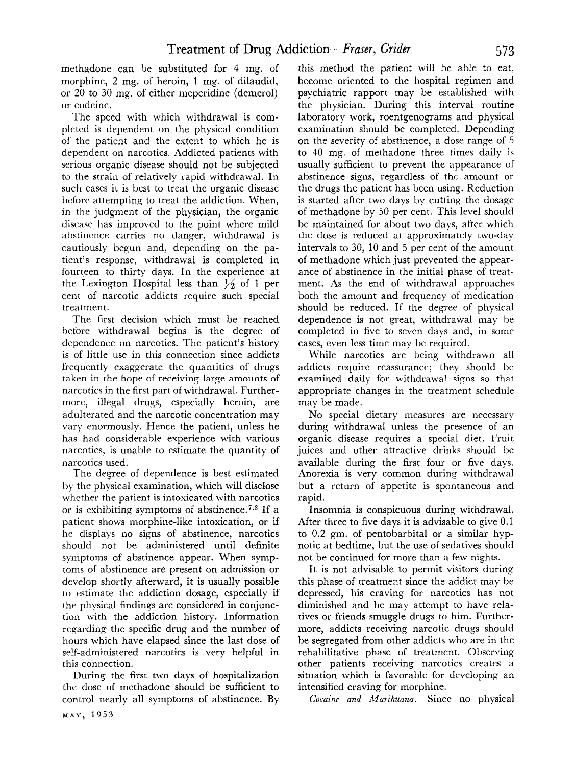methadone can be substituted for 4 mg. of morphine, 2 mg. of heroin, 1 mg. of dilaudid, or 20 to 30 mg. of either meperidine (demerol) or codeine.

The speed with which withdrawal is completed is dependent on the physical condition of the patient and the extent to which he is dependent on narcotics. Addicted patients with serious organic disease should not be subjected to the strain of relatively rapid withdrawal. In such cases it is best to treat the organic disease before attempting to treat the addiction. When, in the judgment of the physician, the organic disease has improved to the point where mild abstinence carries no danger, withdrawal is cautiously begun and, depending on the patient's response, withdrawal is completed in fourteen to thirty days. In the experience at the Lexington Hospital less than ½ of 1 per cent of narcotic addicts require such special treatment.

The first decision which must be reached before withdrawal begins is the degree of dependence on narcotics. The patient's history is of little use in this connection since addicts frequently exaggerate the quantities of drugs taken in the hope of receiving large amounts of narcotics in the first part of withdrawal. Furthermore, illegal drugs, especially heroin, are adulterated and the narcotic concentration may vary enormously. Hence the patient, unless he has had considerable experience with various narcotics, is unable to estimate the quantity of narcotics used.

The degree of dependence is best estimated by the physical examination, which will disclose whether the patient is intoxicated with narcotics or is exhibiting symptoms of abstinence.[7,8] If a patient shows morphine-like intoxication, or if he displays no signs of abstinence, narcotics should not be administered until definite symptoms of abstinence appear. When symptoms of abstinence are present on admission or develop shortly afterward, it is usually possible to estimate the addiction dosage, especially if the physical findings are considered in conjunction with the addiction history. Information regarding the specific drug and the number of hours which have elapsed since the last dose of self-administered narcotics is very helpful in this connection.

During the first two days of hospitalization the dose of methadone should be sufficient to control nearly all symptoms of abstinence. By this method the patient will be able to eat, become oriented to the hospital regimen and psychiatric rapport may be established with the physician. During this interval routine laboratory work, roentgenograms and physical examination should be completed. Depending on the severity of abstinence, a dose range of 5 to 40 mg. of methadone three times daily is usually sufficient to prevent the appearance of abstinence signs, regardless of the amount or the drugs the patient has been using. Reduction is started after two days by cutting the dosage of methadone by 50 per cent. This level should be maintained for about two days, after which the dose is reduced at approximately two-day intervals to 30, 10 and 5 per cent of the amount of methadone which just prevented the appearance of abstinence in the initial phase of treatment. As the end of withdrawal approaches both the amount and frequency of medication should be reduced. If the degree of physical dependence is not great, withdrawal may be completed in five to seven days and, in some cases, even less time may be required.

While narcotics are being withdrawn all addicts require reassurance; they should be examined daily for withdrawal signs so that appropriate changes in the treatment schedule may be made.

No special dietary measures are necessary during withdrawal unless the presence of an organic disease requires a special diet. Fruit juices and other attractive drinks should be available during the first four or five days. Anorexia is very common during withdrawal but a return of appetite is spontaneous and rapid.

Insomnia is conspicuous during withdrawal. After three to five days it is advisable to give 0.1 to 0.2 gm. of pentobarbital or a similar hypnotic at bedtime, but the use of sedatives should not be continued for more than a few nights.

It is not advisable to permit visitors during this phase of treatment since the addict may be depressed, his craving for narcotics has not diminished and he may attempt to have relatives or friends smuggle drugs to him. Furthermore, addicts receiving narcotic drugs should be segregated from other addicts who are in the rehabilitative phase of treatment. Observing other patients receiving narcotics creates a situation which is favorable for developing an intensified craving for morphine.

*Cocaine and Marihuana.* Since no physical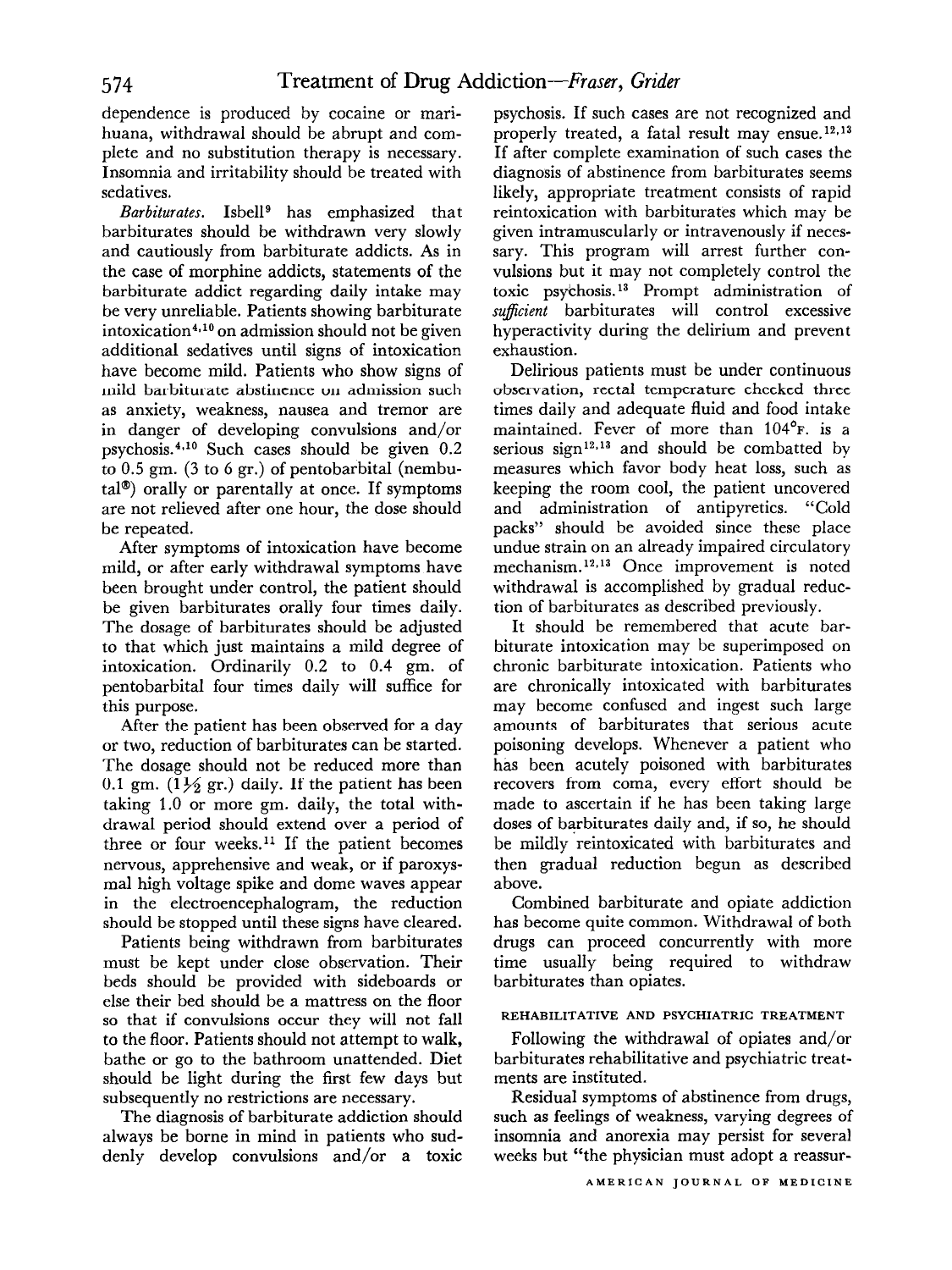dependence is produced by cocaine or marihuana, withdrawal should be abrupt and complete and no substitution therapy is necessary. Insomnia and irritability should be treated with sedatives.

*Barbiturates.* Isbell[9] has emphasized that barbiturates should be withdrawn very slowly and cautiously from barbiturate addicts. As in the case of morphine addicts, statements of the barbiturate addict regarding daily intake may be very unreliable. Patients showing barbiturate intoxication[4,10] on admission should not be given additional sedatives until signs of intoxication have become mild. Patients who show signs of mild barbiturate abstinence on admission such as anxiety, weakness, nausea and tremor are in danger of developing convulsions and/or psychosis.[4,10] Such cases should be given 0.2 to 0.5 gm. (3 to 6 gr.) of pentobarbital (nembutal®) orally or parentally at once. If symptoms are not relieved after one hour, the dose should be repeated.

After symptoms of intoxication have become mild, or after early withdrawal symptoms have been brought under control, the patient should be given barbiturates orally four times daily. The dosage of barbiturates should be adjusted to that which just maintains a mild degree of intoxication. Ordinarily 0.2 to 0.4 gm. of pentobarbital four times daily will suffice for this purpose.

After the patient has been observed for a day or two, reduction of barbiturates can be started. The dosage should not be reduced more than 0.1 gm. (1½ gr.) daily. If the patient has been taking 1.0 or more gm. daily, the total withdrawal period should extend over a period of three or four weeks.[11] If the patient becomes nervous, apprehensive and weak, or if paroxysmal high voltage spike and dome waves appear in the electroencephalogram, the reduction should be stopped until these signs have cleared.

Patients being withdrawn from barbiturates must be kept under close observation. Their beds should be provided with sideboards or else their bed should be a mattress on the floor so that if convulsions occur they will not fall to the floor. Patients should not attempt to walk, bathe or go to the bathroom unattended. Diet should be light during the first few days but subsequently no restrictions are necessary.

The diagnosis of barbiturate addiction should always be borne in mind in patients who suddenly develop convulsions and/or a toxic psychosis. If such cases are not recognized and properly treated, a fatal result may ensue.[12,13] If after complete examination of such cases the diagnosis of abstinence from barbiturates seems likely, appropriate treatment consists of rapid reintoxication with barbiturates which may be given intramuscularly or intravenously if necessary. This program will arrest further convulsions but it may not completely control the toxic psychosis.[13] Prompt administration of *sufficient* barbiturates will control excessive hyperactivity during the delirium and prevent exhaustion.

Delirious patients must be under continuous observation, rectal temperature checked three times daily and adequate fluid and food intake maintained. Fever of more than 104°F. is a serious sign[12,13] and should be combatted by measures which favor body heat loss, such as keeping the room cool, the patient uncovered and administration of antipyretics. "Cold packs" should be avoided since these place undue strain on an already impaired circulatory mechanism.[12,13] Once improvement is noted withdrawal is accomplished by gradual reduction of barbiturates as described previously.

It should be remembered that acute barbiturate intoxication may be superimposed on chronic barbiturate intoxication. Patients who are chronically intoxicated with barbiturates may become confused and ingest such large amounts of barbiturates that serious acute poisoning develops. Whenever a patient who has been acutely poisoned with barbiturates recovers from coma, every effort should be made to ascertain if he has been taking large doses of barbiturates daily and, if so, he should be mildly reintoxicated with barbiturates and then gradual reduction begun as described above.

Combined barbiturate and opiate addiction has become quite common. Withdrawal of both drugs can proceed concurrently with more time usually being required to withdraw barbiturates than opiates.

## REHABILITATIVE AND PSYCHIATRIC TREATMENT

Following the withdrawal of opiates and/or barbiturates rehabilitative and psychiatric treatments are instituted.

Residual symptoms of abstinence from drugs, such as feelings of weakness, varying degrees of insomnia and anorexia may persist for several weeks but "the physician must adopt a reassur-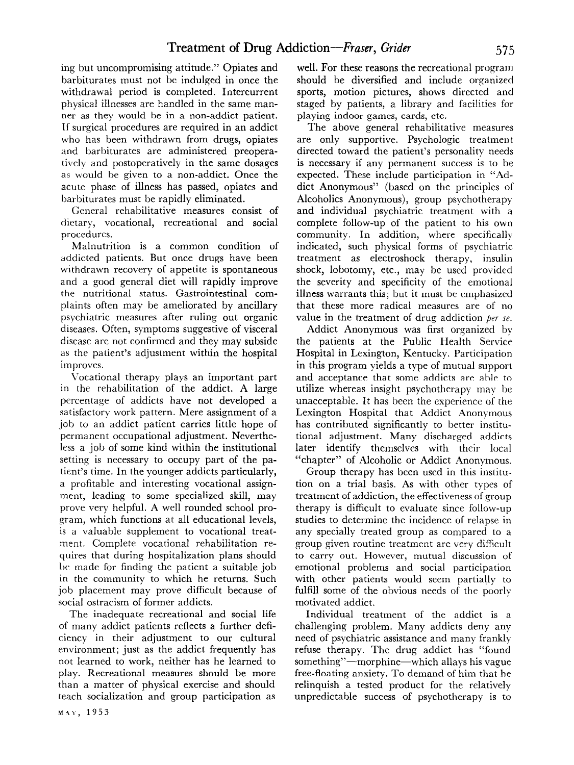ing but uncompromising attitude." Opiates and barbiturates must not be indulged in once the withdrawal period is completed. Intercurrent physical illnesses are handled in the same manner as they would be in a non-addict patient. If surgical procedures are required in an addict who has been withdrawn from drugs, opiates and barbiturates are administered preoperatively and postoperatively in the same dosages as would be given to a non-addict. Once the acute phase of illness has passed, opiates and barbiturates must be rapidly eliminated.

General rehabilitative measures consist of dietary, vocational, recreational and social procedures.

Malnutrition is a common condition of addicted patients. But once drugs have been withdrawn recovery of appetite is spontaneous and a good general diet will rapidly improve the nutritional status. Gastrointestinal complaints often may be ameliorated by ancillary psychiatric measures after ruling out organic diseases. Often, symptoms suggestive of visceral disease are not confirmed and they may subside as the patient's adjustment within the hospital improves.

Vocational therapy plays an important part in the rehabilitation of the addict. A large percentage of addicts have not developed a satisfactory work pattern. Mere assignment of a job to an addict patient carries little hope of permanent occupational adjustment. Nevertheless a job of some kind within the institutional setting is necessary to occupy part of the patient's time. In the younger addicts particularly, a profitable and interesting vocational assignment, leading to some specialized skill, may prove very helpful. A well rounded school program, which functions at all educational levels, is a valuable supplement to vocational treatment. Complete vocational rehabilitation requires that during hospitalization plans should be made for finding the patient a suitable job in the community to which he returns. Such job placement may prove difficult because of social ostracism of former addicts.

The inadequate recreational and social life of many addict patients reflects a further deficiency in their adjustment to our cultural environment; just as the addict frequently has not learned to work, neither has he learned to play. Recreational measures should be more than a matter of physical exercise and should teach socialization and group participation as well. For these reasons the recreational program should be diversified and include organized sports, motion pictures, shows directed and staged by patients, a library and facilities for playing indoor games, cards, etc.

The above general rehabilitative measures are only supportive. Psychologic treatment directed toward the patient's personality needs is necessary if any permanent success is to be expected. These include participation in "Addict Anonymous" (based on the principles of Alcoholics Anonymous), group psychotherapy and individual psychiatric treatment with a complete follow-up of the patient to his own community. In addition, where specifically indicated, such physical forms of psychiatric treatment as electroshock therapy, insulin shock, lobotomy, etc., may be used provided the severity and specificity of the emotional illness warrants this; but it must be emphasized that these more radical measures are of no value in the treatment of drug addiction *per se*.

Addict Anonymous was first organized by the patients at the Public Health Service Hospital in Lexington, Kentucky. Participation in this program yields a type of mutual support and acceptance that some addicts are able to utilize whereas insight psychotherapy may be unacceptable. It has been the experience of the Lexington Hospital that Addict Anonymous has contributed significantly to better institutional adjustment. Many discharged addicts later identify themselves with their local "chapter" of Alcoholic or Addict Anonymous.

Group therapy has been used in this institution on a trial basis. As with other types of treatment of addiction, the effectiveness of group therapy is difficult to evaluate since follow-up studies to determine the incidence of relapse in any specially treated group as compared to a group given routine treatment are very difficult to carry out. However, mutual discussion of emotional problems and social participation with other patients would seem partially to fulfill some of the obvious needs of the poorly motivated addict.

Individual treatment of the addict is a challenging problem. Many addicts deny any need of psychiatric assistance and many frankly refuse therapy. The drug addict has "found something"—morphine—which allays his vague free-floating anxiety. To demand of him that he relinquish a tested product for the relatively unpredictable success of psychotherapy is to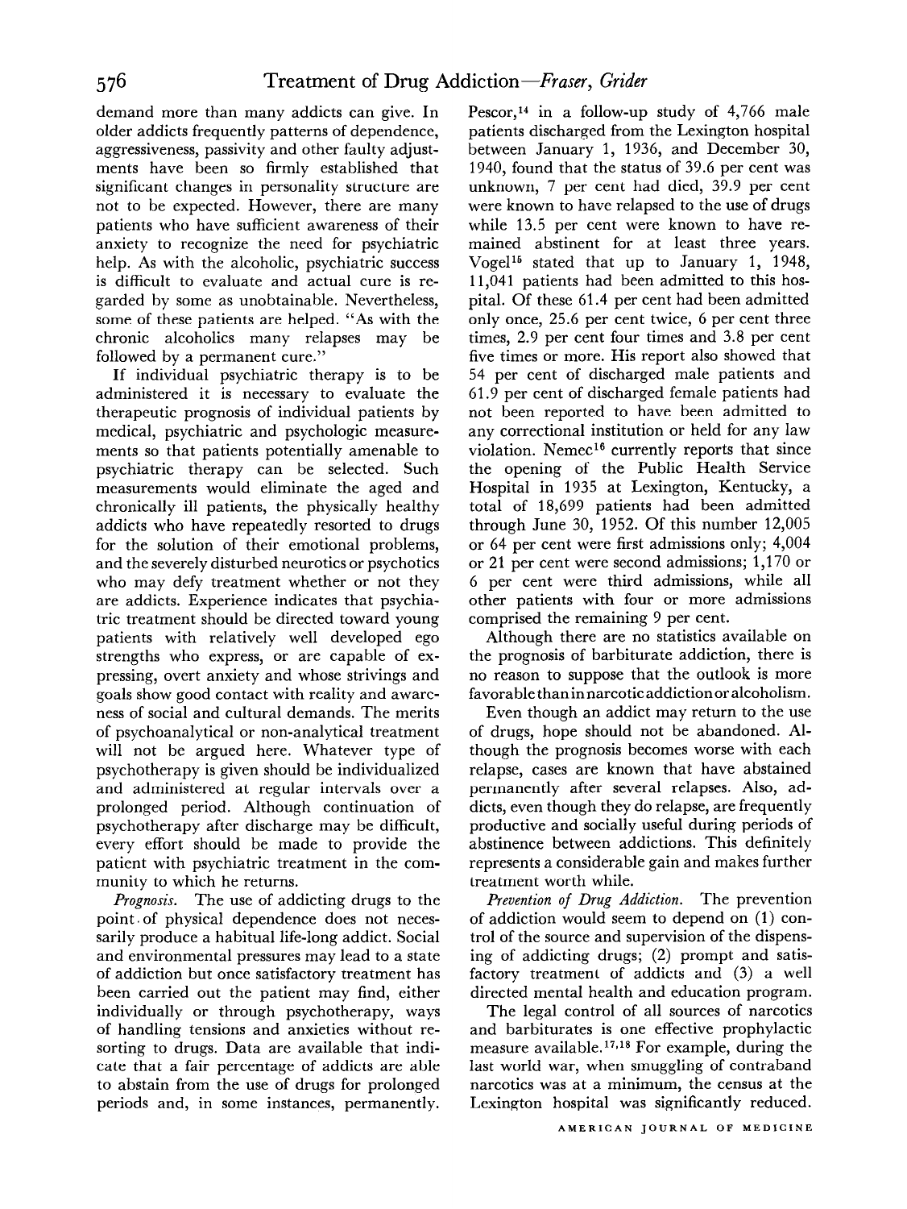demand more than many addicts can give. In older addicts frequently patterns of dependence, aggressiveness, passivity and other faulty adjustments have been so firmly established that significant changes in personality structure are not to be expected. However, there are many patients who have sufficient awareness of their anxiety to recognize the need for psychiatric help. As with the alcoholic, psychiatric success is difficult to evaluate and actual cure is regarded by some as unobtainable. Nevertheless, some of these patients are helped. "As with the chronic alcoholics many relapses may be followed by a permanent cure."

If individual psychiatric therapy is to be administered it is necessary to evaluate the therapeutic prognosis of individual patients by medical, psychiatric and psychologic measurements so that patients potentially amenable to psychiatric therapy can be selected. Such measurements would eliminate the aged and chronically ill patients, the physically healthy addicts who have repeatedly resorted to drugs for the solution of their emotional problems, and the severely disturbed neurotics or psychotics who may defy treatment whether or not they are addicts. Experience indicates that psychiatric treatment should be directed toward young patients with relatively well developed ego strengths who express, or are capable of expressing, overt anxiety and whose strivings and goals show good contact with reality and awareness of social and cultural demands. The merits of psychoanalytical or non-analytical treatment will not be argued here. Whatever type of psychotherapy is given should be individualized and administered at regular intervals over a prolonged period. Although continuation of psychotherapy after discharge may be difficult, every effort should be made to provide the patient with psychiatric treatment in the community to which he returns.

*Prognosis.* The use of addicting drugs to the point of physical dependence does not necessarily produce a habitual life-long addict. Social and environmental pressures may lead to a state of addiction but once satisfactory treatment has been carried out the patient may find, either individually or through psychotherapy, ways of handling tensions and anxieties without resorting to drugs. Data are available that indicate that a fair percentage of addicts are able to abstain from the use of drugs for prolonged periods and, in some instances, permanently. Pescor,[14] in a follow-up study of 4,766 male patients discharged from the Lexington hospital between January 1, 1936, and December 30, 1940, found that the status of 39.6 per cent was unknown, 7 per cent had died, 39.9 per cent were known to have relapsed to the use of drugs while 13.5 per cent were known to have remained abstinent for at least three years. Vogel[15] stated that up to January 1, 1948, 11,041 patients had been admitted to this hospital. Of these 61.4 per cent had been admitted only once, 25.6 per cent twice, 6 per cent three times, 2.9 per cent four times and 3.8 per cent five times or more. His report also showed that 54 per cent of discharged male patients and 61.9 per cent of discharged female patients had not been reported to have been admitted to any correctional institution or held for any law violation. Nemec[16] currently reports that since the opening of the Public Health Service Hospital in 1935 at Lexington, Kentucky, a total of 18,699 patients had been admitted through June 30, 1952. Of this number 12,005 or 64 per cent were first admissions only; 4,004 or 21 per cent were second admissions; 1,170 or 6 per cent were third admissions, while all other patients with four or more admissions comprised the remaining 9 per cent.

Although there are no statistics available on the prognosis of barbiturate addiction, there is no reason to suppose that the outlook is more favorable than in narcotic addiction or alcoholism.

Even though an addict may return to the use of drugs, hope should not be abandoned. Although the prognosis becomes worse with each relapse, cases are known that have abstained permanently after several relapses. Also, addicts, even though they do relapse, are frequently productive and socially useful during periods of abstinence between addictions. This definitely represents a considerable gain and makes further treatment worth while.

*Prevention of Drug Addiction.* The prevention of addiction would seem to depend on (1) control of the source and supervision of the dispensing of addicting drugs; (2) prompt and satisfactory treatment of addicts and (3) a well directed mental health and education program.

The legal control of all sources of narcotics and barbiturates is one effective prophylactic measure available.[17,18] For example, during the last world war, when smuggling of contraband narcotics was at a minimum, the census at the Lexington hospital was significantly reduced.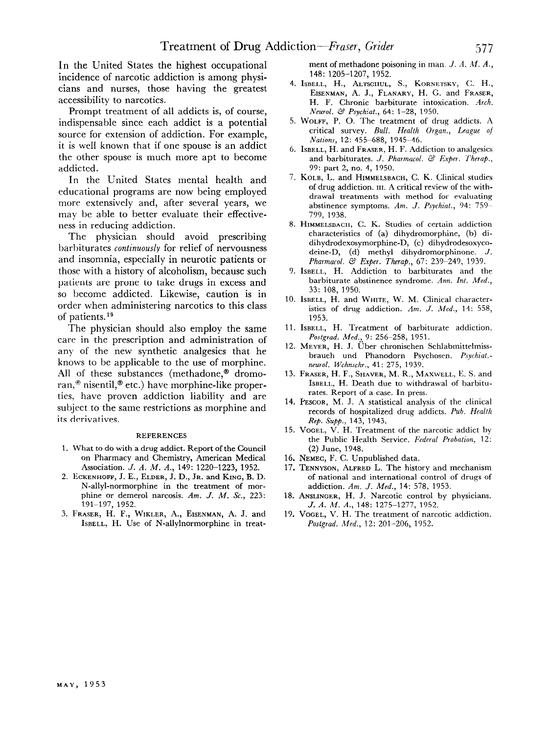In the United States the highest occupational incidence of narcotic addiction is among physicians and nurses, those having the greatest accessibility to narcotics.

Prompt treatment of all addicts is, of course, indispensable since each addict is a potential source for extension of addiction. For example, it is well known that if one spouse is an addict the other spouse is much more apt to become addicted.

In the United States mental health and educational programs are now being employed more extensively and, after several years, we may be able to better evaluate their effectiveness in reducing addiction.

The physician should avoid prescribing barbiturates *continuously* for relief of nervousness and insomnia, especially in neurotic patients or those with a history of alcoholism, because such patients are prone to take drugs in excess and so become addicted. Likewise, caution is in order when administering narcotics to this class of patients.[19]

The physician should also employ the same care in the prescription and administration of any of the new synthetic analgesics that he knows to be applicable to the use of morphine. All of these substances (methadone,® dromoran,® nisentil,® etc.) have morphine-like properties, have proven addiction liability and are subject to the same restrictions as morphine and its derivatives.

## REFERENCES

1. What to do with a drug addict. Report of the Council on Pharmacy and Chemistry, American Medical Association. *J. A. M. A.*, 149: 1220–1223, 1952.
2. Eckenhoff, J. E., Elder, J. D., Jr. and King, B. D. N-allyl-normorphine in the treatment of morphine or demerol narcosis. *Am. J. M. Sc.*, 223: 191–197, 1952.
3. Fraser, H. F., Wikler, A., Eisenman, A. J. and Isbell, H. Use of N-allylnormorphine in treatment of methadone poisoning in man. *J. A. M. A.*, 148: 1205–1207, 1952.
4. Isbell, H., Altschul, S., Kornetsky, C. H., Eisenman, A. J., Flanary, H. G. and Fraser, H. F. Chronic barbiturate intoxication. *Arch. Neurol. & Psychiat.*, 64: 1–28, 1950.
5. Wolff, P. O. The treatment of drug addicts. A critical survey. *Bull. Health Organ., League of Nations*, 12: 455–688, 1945–46.
6. Isbell, H. and Fraser, H. F. Addiction to analgesics and barbiturates. *J. Pharmacol. & Exper. Therap.*, 99: part 2, no. 4, 1950.
7. Kolb, L. and Himmelsbach, C. K. Clinical studies of drug addiction. III. A critical review of the withdrawal treatments with method for evaluating abstinence symptoms. *Am. J. Psychiat.*, 94: 759–799, 1938.
8. Himmelsbach, C. K. Studies of certain addiction characteristics of (a) dihydromorphine, (b) di-dihydrodexosymorphine-D, (c) dihydrodesoxycodeine-D, (d) methyl dihydromorphinone. *J. Pharmacol. & Exper. Therap.*, 67: 239–249, 1939.
9. Isbell, H. Addiction to barbiturates and the barbiturate abstinence syndrome. *Ann. Int. Med.*, 33: 108, 1950.
10. Isbell, H. and White, W. M. Clinical characteristics of drug addiction. *Am. J. Med.*, 14: 558, 1953.
11. Isbell, H. Treatment of barbiturate addiction. *Postgrad. Med.*, 9: 256–258, 1951.
12. Meyer, H. J. Über chronischen Schlabmittelmissbrauch und Phanodorn Psychosen. *Psychiat.-neurol. Wchnschr.*, 41: 275, 1939.
13. Fraser, H. F., Shaver, M. R., Maxwell, E. S. and Isbell, H. Death due to withdrawal of barbiturates. Report of a case. In press.
14. Pescor, M. J. A statistical analysis of the clinical records of hospitalized drug addicts. *Pub. Health Rep. Supp.*, 143, 1943.
15. Vogel, V. H. Treatment of the narcotic addict by the Public Health Service. *Federal Probation*, 12: (2) June, 1948.
16. Nemec, F. C. Unpublished data.
17. Tennyson, Alfred L. The history and mechanism of national and international control of drugs of addiction. *Am. J. Med.*, 14: 578, 1953.
18. Anslinger, H. J. Narcotic control by physicians. *J. A. M. A.*, 148: 1275–1277, 1952.
19. Vogel, V. H. The treatment of narcotic addiction. *Postgrad. Med.*, 12: 201–206, 1952.